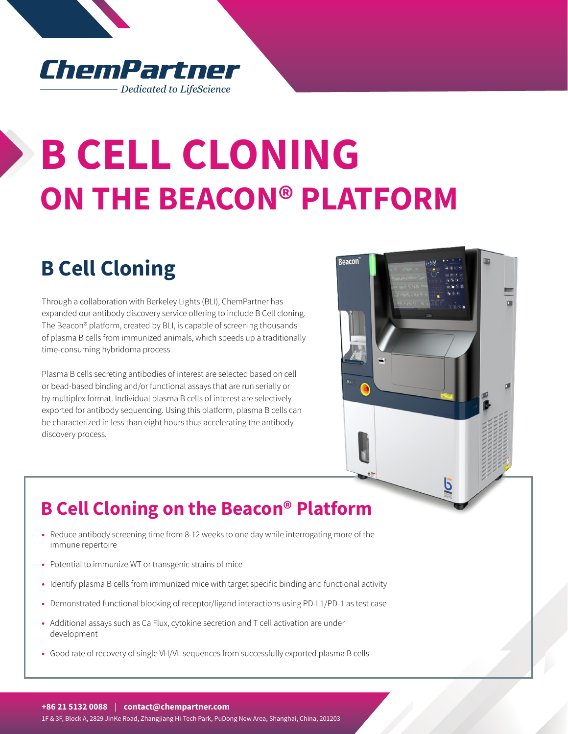ChemPartner

*Dedicated to LifeScience*

# B CELL CLONING
# ON THE BEACON® PLATFORM

## B Cell Cloning

Through a collaboration with Berkeley Lights (BLI), ChemPartner has expanded our antibody discovery service offering to include B Cell cloning. The Beacon® platform, created by BLI, is capable of screening thousands of plasma B cells from immunized animals, which speeds up a traditionally time-consuming hybridoma process.

Plasma B cells secreting antibodies of interest are selected based on cell or bead-based binding and/or functional assays that are run serially or by multiplex format. Individual plasma B cells of interest are selectively exported for antibody sequencing. Using this platform, plasma B cells can be characterized in less than eight hours thus accelerating the antibody discovery process.

## B Cell Cloning on the Beacon® Platform

- Reduce antibody screening time from 8-12 weeks to one day while interrogating more of the immune repertoire
- Potential to immunize WT or transgenic strains of mice
- Identify plasma B cells from immunized mice with target specific binding and functional activity
- Demonstrated functional blocking of receptor/ligand interactions using PD-L1/PD-1 as test case
- Additional assays such as Ca Flux, cytokine secretion and T cell activation are under development
- Good rate of recovery of single VH/VL sequences from successfully exported plasma B cells

**+86 21 5132 0088** | **contact@chempartner.com**

1F & 3F, Block A, 2829 JinKe Road, Zhangjiang Hi-Tech Park, PuDong New Area, Shanghai, China, 201203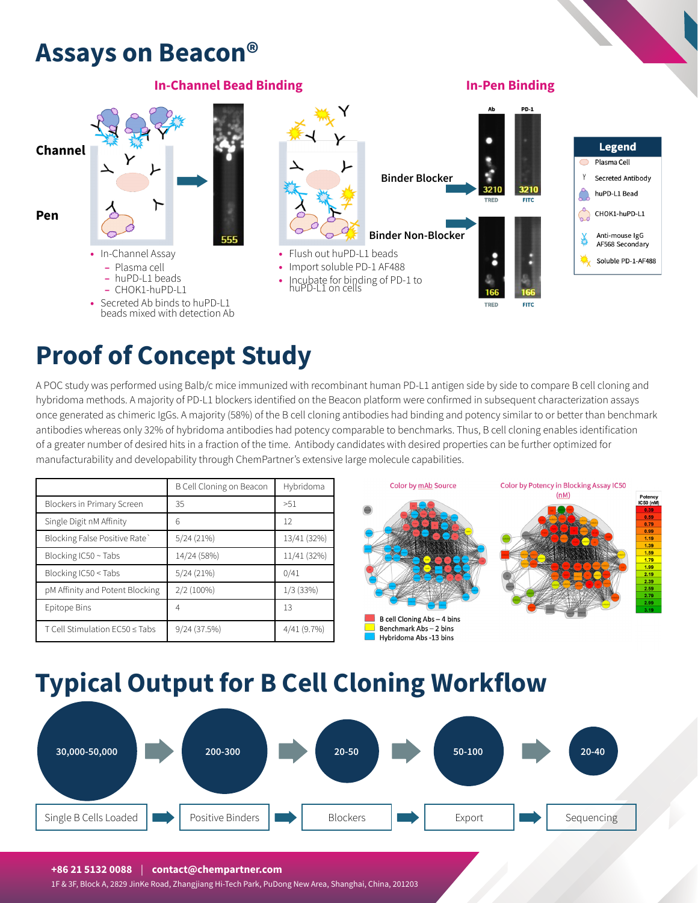# Assays on Beacon®

## In-Channel Bead Binding

Channel

Pen

555

- In-Channel Assay
  - Plasma cell
  - huPD-L1 beads
  - CHOK1-huPD-L1
- Secreted Ab binds to huPD-L1 beads mixed with detection Ab

## In-Pen Binding

Binder Blocker

Binder Non-Blocker

Ab PD-1

3210 3210

TRED FITC

166 166

TRED FITC

- Flush out huPD-L1 beads
- Import soluble PD-1 AF488
- Incubate for binding of PD-1 to huPD-L1 on cells

**Legend**

- Plasma Cell
- Secreted Antibody
- huPD-L1 Bead
- CHOK1-huPD-L1
- Anti-mouse IgG AF568 Secondary
- Soluble PD-1-AF488

# Proof of Concept Study

A POC study was performed using Balb/c mice immunized with recombinant human PD-L1 antigen side by side to compare B cell cloning and hybridoma methods. A majority of PD-L1 blockers identified on the Beacon platform were confirmed in subsequent characterization assays once generated as chimeric IgGs. A majority (58%) of the B cell cloning antibodies had binding and potency similar to or better than benchmark antibodies whereas only 32% of hybridoma antibodies had potency comparable to benchmarks. Thus, B cell cloning enables identification of a greater number of desired hits in a fraction of the time. Antibody candidates with desired properties can be further optimized for manufacturability and developability through ChemPartner's extensive large molecule capabilities.

| | B Cell Cloning on Beacon | Hybridoma |
|---|---|---|
| Blockers in Primary Screen | 35 | >51 |
| Single Digit nM Affinity | 6 | 12 |
| Blocking False Positive Rate` | 5/24 (21%) | 13/41 (32%) |
| Blocking IC50 ~ Tabs | 14/24 (58%) | 11/41 (32%) |
| Blocking IC50 < Tabs | 5/24 (21%) | 0/41 |
| pM Affinity and Potent Blocking | 2/2 (100%) | 1/3 (33%) |
| Epitope Bins | 4 | 13 |
| T Cell Stimulation EC50 ≤ Tabs | 9/24 (37.5%) | 4/41 (9.7%) |

Color by mAb Source

Color by Potency in Blocking Assay IC50 (nM)

Potency IC50 (nM)

0.39
0.59
0.79
0.99
1.19
1.39
1.59
1.79
1.99
2.19
2.39
2.59
2.79
2.99
3.19

- B cell Cloning Abs – 4 bins
- Benchmark Abs – 2 bins
- Hybridoma Abs -13 bins

# Typical Output for B Cell Cloning Workflow

30,000-50,000 → 200-300 → 20-50 → 50-100 → 20-40

Single B Cells Loaded → Positive Binders → Blockers → Export → Sequencing

**+86 21 5132 0088** | **contact@chempartner.com**

1F & 3F, Block A, 2829 JinKe Road, Zhangjiang Hi-Tech Park, PuDong New Area, Shanghai, China, 201203